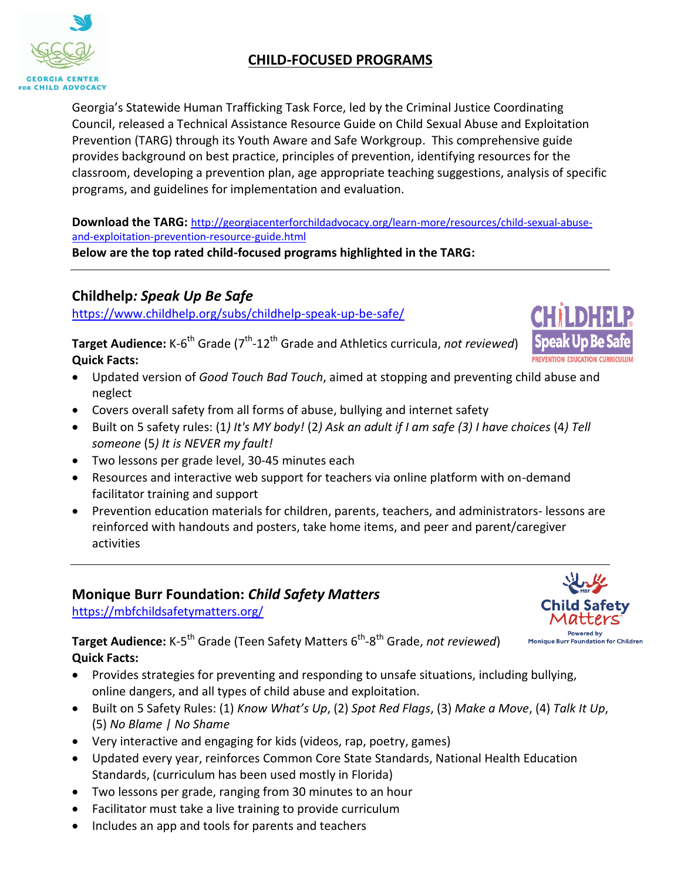# CHILD-FOCUSED PROGRAMS

Georgia's Statewide Human Trafficking Task Force, led by the Criminal Justice Coordinating Council, released a Technical Assistance Resource Guide on Child Sexual Abuse and Exploitation Prevention (TARG) through its Youth Aware and Safe Workgroup. This comprehensive guide provides background on best practice, principles of prevention, identifying resources for the classroom, developing a prevention plan, age appropriate teaching suggestions, analysis of specific programs, and guidelines for implementation and evaluation.

**Download the TARG:** http://georgiacenterforchildadvocacy.org/learn-more/resources/child-sexual-abuse-and-exploitation-prevention-resource-guide.html

**Below are the top rated child-focused programs highlighted in the TARG:**

---

## Childhelp: *Speak Up Be Safe*

https://www.childhelp.org/subs/childhelp-speak-up-be-safe/

**Target Audience:** K-6th Grade (7th-12th Grade and Athletics curricula, *not reviewed*)

**Quick Facts:**

- Updated version of *Good Touch Bad Touch*, aimed at stopping and preventing child abuse and neglect
- Covers overall safety from all forms of abuse, bullying and internet safety
- Built on 5 safety rules: (1*) It's MY body!* (2*) Ask an adult if I am safe (3) I have choices* (4*) Tell someone* (5*) It is NEVER my fault!*
- Two lessons per grade level, 30-45 minutes each
- Resources and interactive web support for teachers via online platform with on-demand facilitator training and support
- Prevention education materials for children, parents, teachers, and administrators- lessons are reinforced with handouts and posters, take home items, and peer and parent/caregiver activities

---

## Monique Burr Foundation: *Child Safety Matters*

https://mbfchildsafetymatters.org/

**Target Audience:** K-5th Grade (Teen Safety Matters 6th-8th Grade, *not reviewed*)

**Quick Facts:**

- Provides strategies for preventing and responding to unsafe situations, including bullying, online dangers, and all types of child abuse and exploitation.
- Built on 5 Safety Rules: (1) *Know What's Up*, (2) *Spot Red Flags*, (3) *Make a Move*, (4) *Talk It Up*, (5) *No Blame | No Shame*
- Very interactive and engaging for kids (videos, rap, poetry, games)
- Updated every year, reinforces Common Core State Standards, National Health Education Standards, (curriculum has been used mostly in Florida)
- Two lessons per grade, ranging from 30 minutes to an hour
- Facilitator must take a live training to provide curriculum
- Includes an app and tools for parents and teachers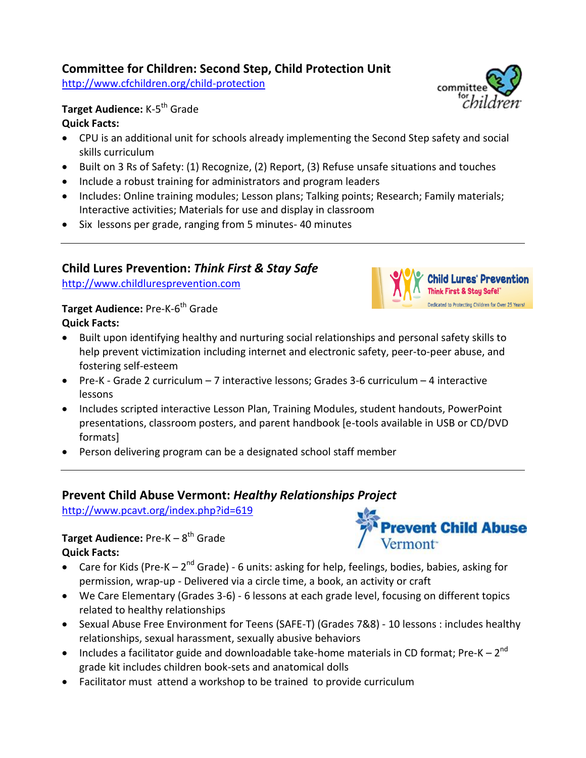## Committee for Children: Second Step, Child Protection Unit

http://www.cfchildren.org/child-protection

**Target Audience:** K-5th Grade

**Quick Facts:**

- CPU is an additional unit for schools already implementing the Second Step safety and social skills curriculum
- Built on 3 Rs of Safety: (1) Recognize, (2) Report, (3) Refuse unsafe situations and touches
- Include a robust training for administrators and program leaders
- Includes: Online training modules; Lesson plans; Talking points; Research; Family materials; Interactive activities; Materials for use and display in classroom
- Six lessons per grade, ranging from 5 minutes- 40 minutes

---

## Child Lures Prevention: *Think First & Stay Safe*

http://www.childluresprevention.com

**Target Audience:** Pre-K-6th Grade

**Quick Facts:**

- Built upon identifying healthy and nurturing social relationships and personal safety skills to help prevent victimization including internet and electronic safety, peer-to-peer abuse, and fostering self-esteem
- Pre-K - Grade 2 curriculum – 7 interactive lessons; Grades 3-6 curriculum – 4 interactive lessons
- Includes scripted interactive Lesson Plan, Training Modules, student handouts, PowerPoint presentations, classroom posters, and parent handbook [e-tools available in USB or CD/DVD formats]
- Person delivering program can be a designated school staff member

---

## Prevent Child Abuse Vermont: *Healthy Relationships Project*

http://www.pcavt.org/index.php?id=619

**Target Audience:** Pre-K – 8th Grade

**Quick Facts:**

- Care for Kids (Pre-K – 2nd Grade) - 6 units: asking for help, feelings, bodies, babies, asking for permission, wrap-up - Delivered via a circle time, a book, an activity or craft
- We Care Elementary (Grades 3-6) - 6 lessons at each grade level, focusing on different topics related to healthy relationships
- Sexual Abuse Free Environment for Teens (SAFE-T) (Grades 7&8) - 10 lessons : includes healthy relationships, sexual harassment, sexually abusive behaviors
- Includes a facilitator guide and downloadable take-home materials in CD format; Pre-K – 2nd grade kit includes children book-sets and anatomical dolls
- Facilitator must attend a workshop to be trained to provide curriculum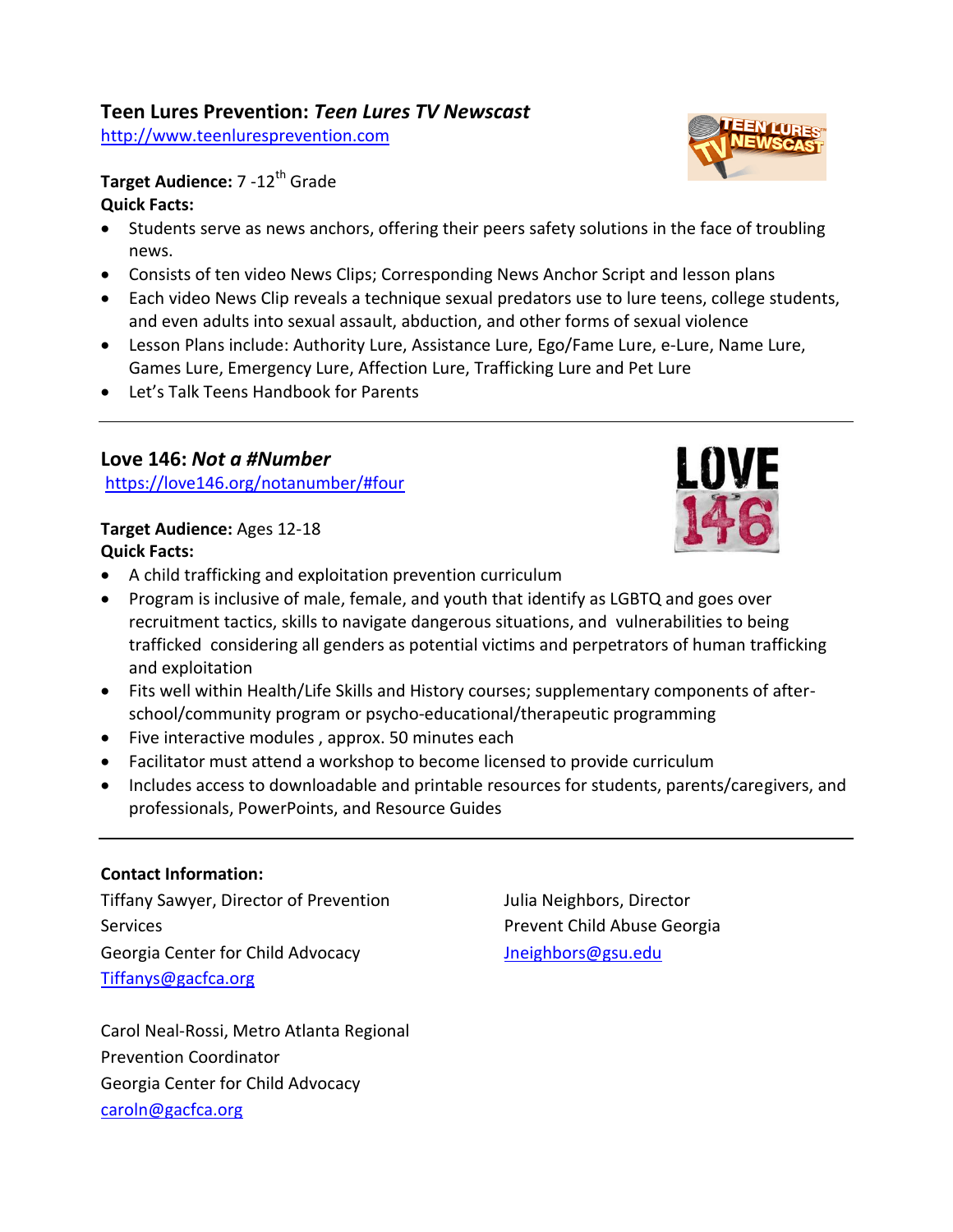## Teen Lures Prevention: *Teen Lures TV Newscast*

http://www.teenluresprevention.com

**Target Audience:** 7 -12th Grade

**Quick Facts:**

- Students serve as news anchors, offering their peers safety solutions in the face of troubling news.
- Consists of ten video News Clips; Corresponding News Anchor Script and lesson plans
- Each video News Clip reveals a technique sexual predators use to lure teens, college students, and even adults into sexual assault, abduction, and other forms of sexual violence
- Lesson Plans include: Authority Lure, Assistance Lure, Ego/Fame Lure, e-Lure, Name Lure, Games Lure, Emergency Lure, Affection Lure, Trafficking Lure and Pet Lure
- Let's Talk Teens Handbook for Parents

---

## Love 146: *Not a #Number*

https://love146.org/notanumber/#four

**Target Audience:** Ages 12-18

**Quick Facts:**

- A child trafficking and exploitation prevention curriculum
- Program is inclusive of male, female, and youth that identify as LGBTQ and goes over recruitment tactics, skills to navigate dangerous situations, and vulnerabilities to being trafficked considering all genders as potential victims and perpetrators of human trafficking and exploitation
- Fits well within Health/Life Skills and History courses; supplementary components of after-school/community program or psycho-educational/therapeutic programming
- Five interactive modules , approx. 50 minutes each
- Facilitator must attend a workshop to become licensed to provide curriculum
- Includes access to downloadable and printable resources for students, parents/caregivers, and professionals, PowerPoints, and Resource Guides

---

**Contact Information:**

Tiffany Sawyer, Director of Prevention Services
Georgia Center for Child Advocacy
Tiffanys@gacfca.org

Carol Neal-Rossi, Metro Atlanta Regional Prevention Coordinator
Georgia Center for Child Advocacy
caroln@gacfca.org

Julia Neighbors, Director
Prevent Child Abuse Georgia
Jneighbors@gsu.edu